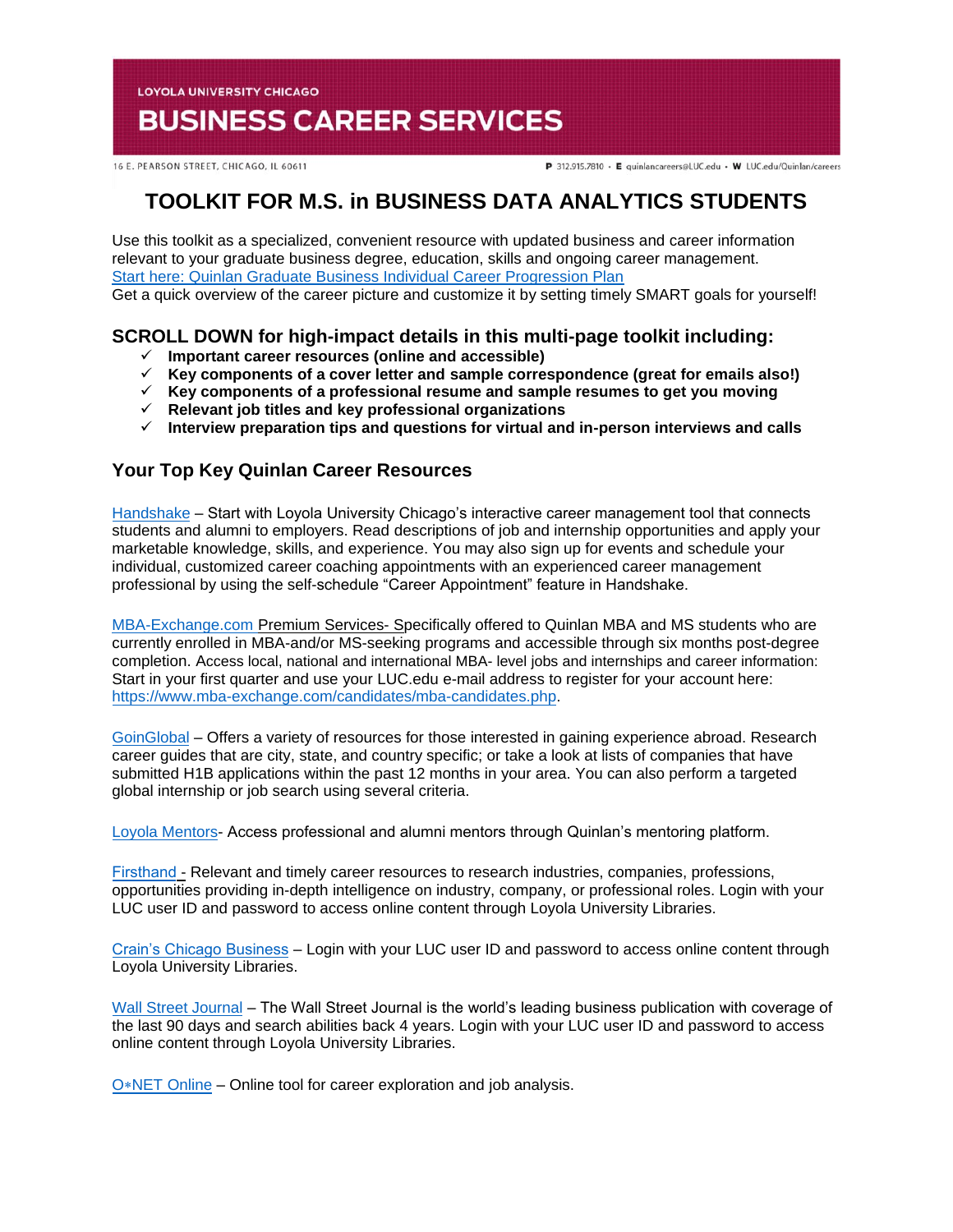LOYOLA UNIVERSITY CHICAGO

# BUSINESS CAREER SERVICES

16 E. PEARSON STREET, CHICAGO, IL 60611

P 312.915.7810 · E quinlancareers@LUC.edu · W LUC.edu/Quinlan/careers

# TOOLKIT FOR M.S. in BUSINESS DATA ANALYTICS STUDENTS

Use this toolkit as a specialized, convenient resource with updated business and career information relevant to your graduate business degree, education, skills and ongoing career management.
Start here: Quinlan Graduate Business Individual Career Progression Plan
Get a quick overview of the career picture and customize it by setting timely SMART goals for yourself!

## SCROLL DOWN for high-impact details in this multi-page toolkit including:

- ✓ **Important career resources (online and accessible)**
- ✓ **Key components of a cover letter and sample correspondence (great for emails also!)**
- ✓ **Key components of a professional resume and sample resumes to get you moving**
- ✓ **Relevant job titles and key professional organizations**
- ✓ **Interview preparation tips and questions for virtual and in-person interviews and calls**

## Your Top Key Quinlan Career Resources

Handshake – Start with Loyola University Chicago's interactive career management tool that connects students and alumni to employers. Read descriptions of job and internship opportunities and apply your marketable knowledge, skills, and experience. You may also sign up for events and schedule your individual, customized career coaching appointments with an experienced career management professional by using the self-schedule "Career Appointment" feature in Handshake.

MBA-Exchange.com Premium Services- Specifically offered to Quinlan MBA and MS students who are currently enrolled in MBA-and/or MS-seeking programs and accessible through six months post-degree completion. Access local, national and international MBA- level jobs and internships and career information: Start in your first quarter and use your LUC.edu e-mail address to register for your account here: https://www.mba-exchange.com/candidates/mba-candidates.php.

GoinGlobal – Offers a variety of resources for those interested in gaining experience abroad. Research career guides that are city, state, and country specific; or take a look at lists of companies that have submitted H1B applications within the past 12 months in your area. You can also perform a targeted global internship or job search using several criteria.

Loyola Mentors- Access professional and alumni mentors through Quinlan's mentoring platform.

Firsthand - Relevant and timely career resources to research industries, companies, professions, opportunities providing in-depth intelligence on industry, company, or professional roles. Login with your LUC user ID and password to access online content through Loyola University Libraries.

Crain's Chicago Business – Login with your LUC user ID and password to access online content through Loyola University Libraries.

Wall Street Journal – The Wall Street Journal is the world's leading business publication with coverage of the last 90 days and search abilities back 4 years. Login with your LUC user ID and password to access online content through Loyola University Libraries.

O*NET Online – Online tool for career exploration and job analysis.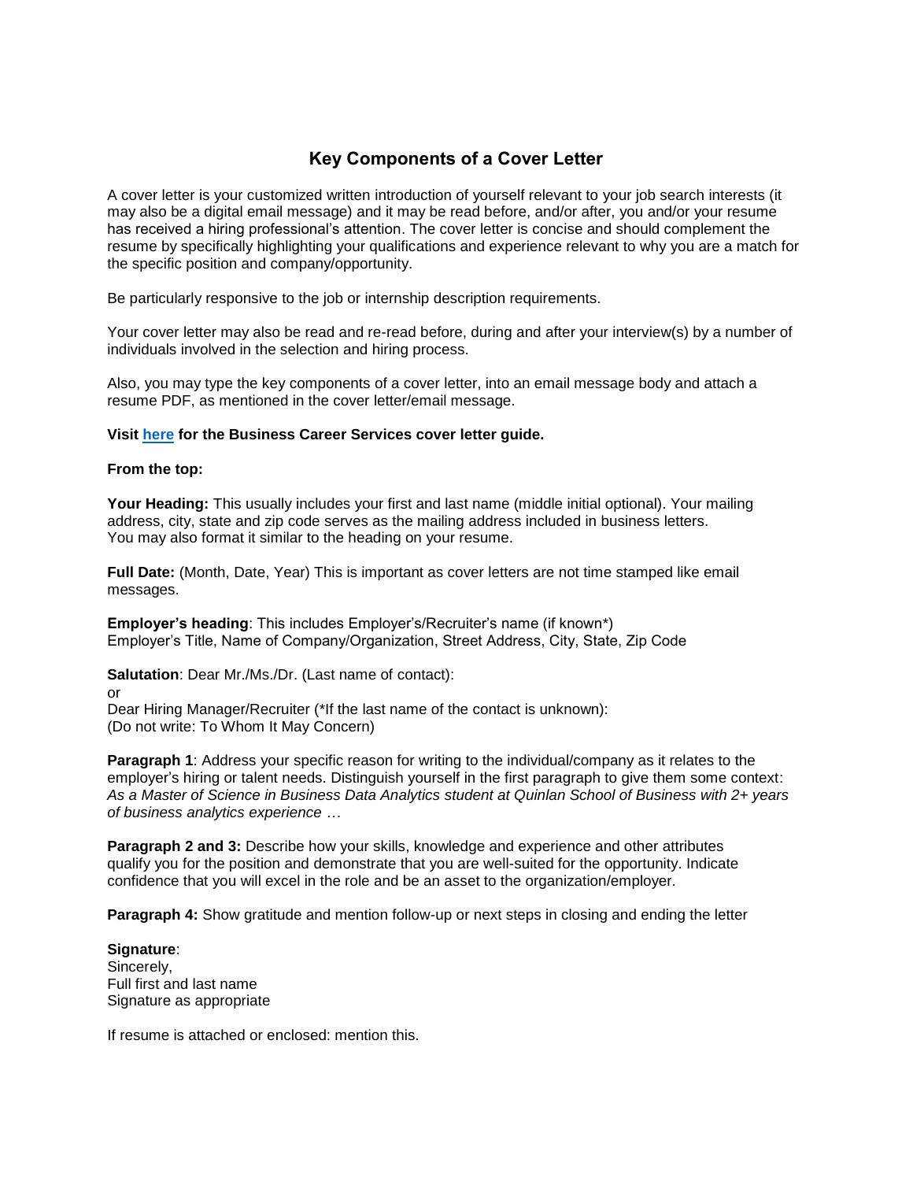# Key Components of a Cover Letter

A cover letter is your customized written introduction of yourself relevant to your job search interests (it may also be a digital email message) and it may be read before, and/or after, you and/or your resume has received a hiring professional's attention. The cover letter is concise and should complement the resume by specifically highlighting your qualifications and experience relevant to why you are a match for the specific position and company/opportunity.

Be particularly responsive to the job or internship description requirements.

Your cover letter may also be read and re-read before, during and after your interview(s) by a number of individuals involved in the selection and hiring process.

Also, you may type the key components of a cover letter, into an email message body and attach a resume PDF, as mentioned in the cover letter/email message.

**Visit here for the Business Career Services cover letter guide.**

**From the top:**

**Your Heading:** This usually includes your first and last name (middle initial optional). Your mailing address, city, state and zip code serves as the mailing address included in business letters.
You may also format it similar to the heading on your resume.

**Full Date:** (Month, Date, Year) This is important as cover letters are not time stamped like email messages.

**Employer's heading**: This includes Employer's/Recruiter's name (if known*)
Employer's Title, Name of Company/Organization, Street Address, City, State, Zip Code

**Salutation**: Dear Mr./Ms./Dr. (Last name of contact):
or
Dear Hiring Manager/Recruiter (*If the last name of the contact is unknown):
(Do not write: To Whom It May Concern)

**Paragraph 1**: Address your specific reason for writing to the individual/company as it relates to the employer's hiring or talent needs. Distinguish yourself in the first paragraph to give them some context: *As a Master of Science in Business Data Analytics student at Quinlan School of Business with 2+ years of business analytics experience …*

**Paragraph 2 and 3:** Describe how your skills, knowledge and experience and other attributes qualify you for the position and demonstrate that you are well-suited for the opportunity. Indicate confidence that you will excel in the role and be an asset to the organization/employer.

**Paragraph 4:** Show gratitude and mention follow-up or next steps in closing and ending the letter

**Signature**:
Sincerely,
Full first and last name
Signature as appropriate

If resume is attached or enclosed: mention this.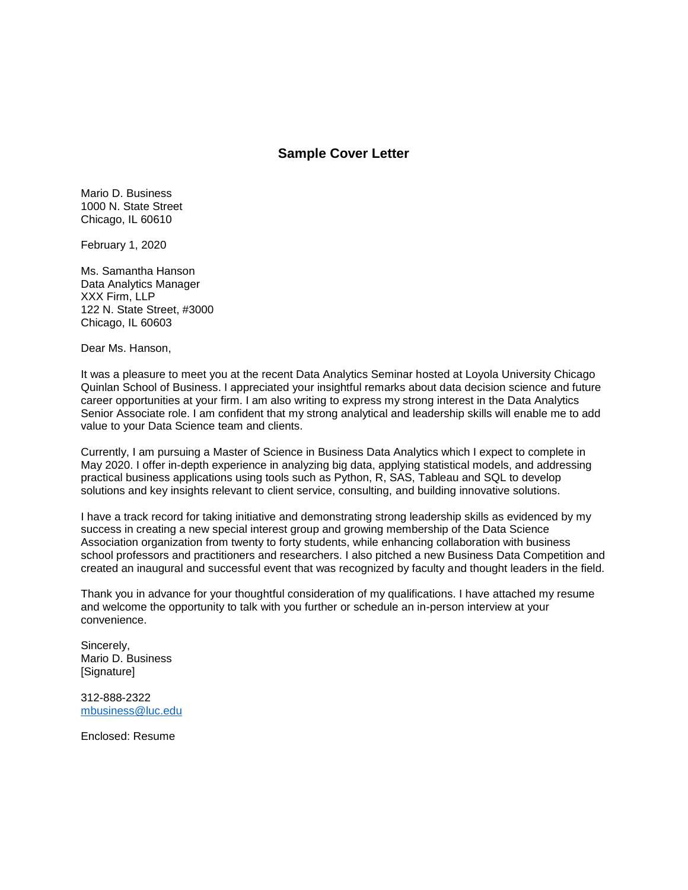# Sample Cover Letter

Mario D. Business  
1000 N. State Street  
Chicago, IL 60610

February 1, 2020

Ms. Samantha Hanson  
Data Analytics Manager  
XXX Firm, LLP  
122 N. State Street, #3000  
Chicago, IL 60603

Dear Ms. Hanson,

It was a pleasure to meet you at the recent Data Analytics Seminar hosted at Loyola University Chicago Quinlan School of Business. I appreciated your insightful remarks about data decision science and future career opportunities at your firm. I am also writing to express my strong interest in the Data Analytics Senior Associate role. I am confident that my strong analytical and leadership skills will enable me to add value to your Data Science team and clients.

Currently, I am pursuing a Master of Science in Business Data Analytics which I expect to complete in May 2020. I offer in-depth experience in analyzing big data, applying statistical models, and addressing practical business applications using tools such as Python, R, SAS, Tableau and SQL to develop solutions and key insights relevant to client service, consulting, and building innovative solutions.

I have a track record for taking initiative and demonstrating strong leadership skills as evidenced by my success in creating a new special interest group and growing membership of the Data Science Association organization from twenty to forty students, while enhancing collaboration with business school professors and practitioners and researchers. I also pitched a new Business Data Competition and created an inaugural and successful event that was recognized by faculty and thought leaders in the field.

Thank you in advance for your thoughtful consideration of my qualifications. I have attached my resume and welcome the opportunity to talk with you further or schedule an in-person interview at your convenience.

Sincerely,  
Mario D. Business  
[Signature]

312-888-2322  
mbusiness@luc.edu

Enclosed: Resume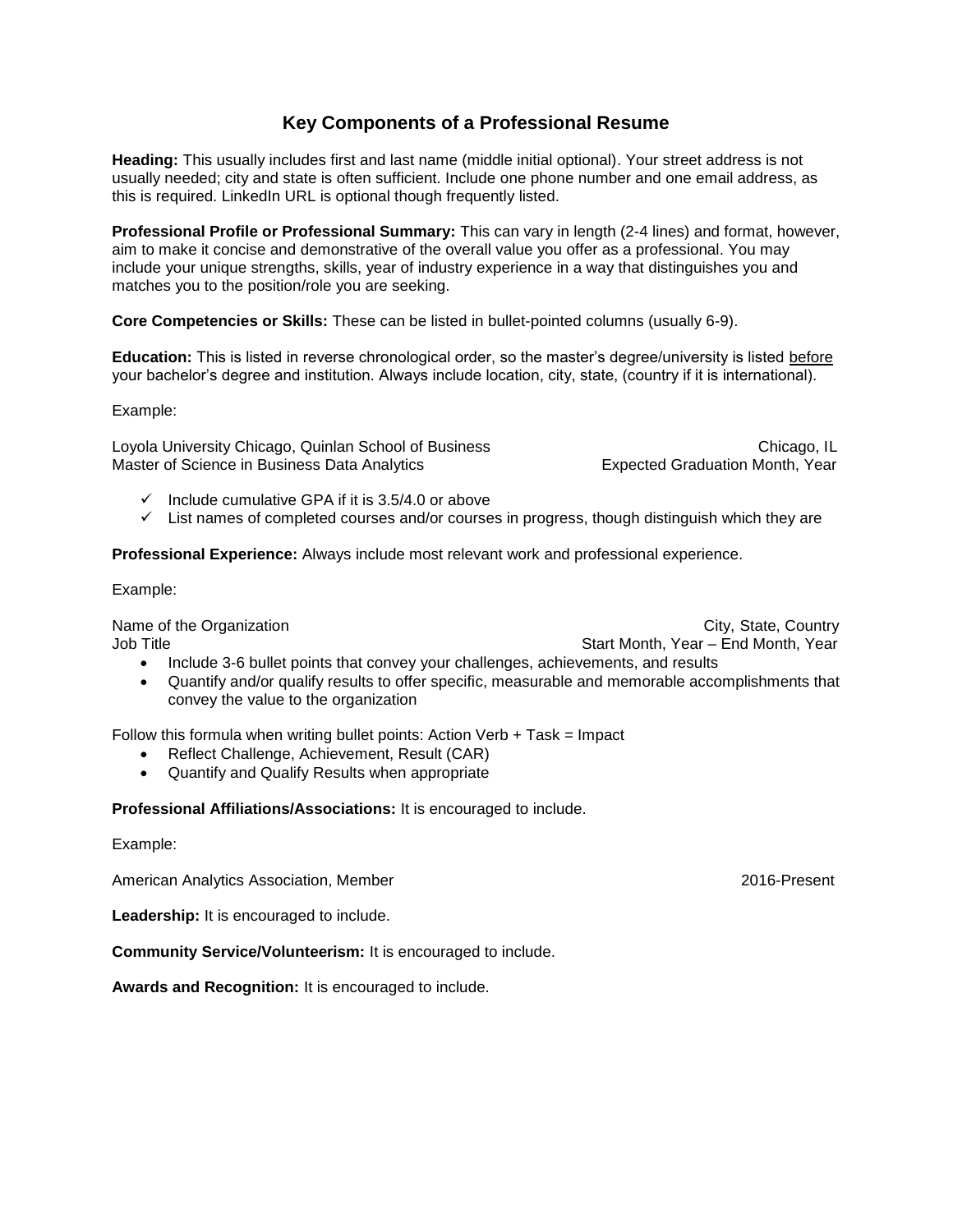# Key Components of a Professional Resume

**Heading:** This usually includes first and last name (middle initial optional). Your street address is not usually needed; city and state is often sufficient. Include one phone number and one email address, as this is required. LinkedIn URL is optional though frequently listed.

**Professional Profile or Professional Summary:** This can vary in length (2-4 lines) and format, however, aim to make it concise and demonstrative of the overall value you offer as a professional. You may include your unique strengths, skills, year of industry experience in a way that distinguishes you and matches you to the position/role you are seeking.

**Core Competencies or Skills:** These can be listed in bullet-pointed columns (usually 6-9).

**Education:** This is listed in reverse chronological order, so the master's degree/university is listed <u>before</u> your bachelor's degree and institution. Always include location, city, state, (country if it is international).

Example:

Loyola University Chicago, Quinlan School of Business — Chicago, IL
Master of Science in Business Data Analytics — Expected Graduation Month, Year

- ✓ Include cumulative GPA if it is 3.5/4.0 or above
- ✓ List names of completed courses and/or courses in progress, though distinguish which they are

**Professional Experience:** Always include most relevant work and professional experience.

Example:

Name of the Organization — City, State, Country
Job Title — Start Month, Year – End Month, Year

- Include 3-6 bullet points that convey your challenges, achievements, and results
- Quantify and/or qualify results to offer specific, measurable and memorable accomplishments that convey the value to the organization

Follow this formula when writing bullet points: Action Verb + Task = Impact

- Reflect Challenge, Achievement, Result (CAR)
- Quantify and Qualify Results when appropriate

**Professional Affiliations/Associations:** It is encouraged to include.

Example:

American Analytics Association, Member — 2016-Present

**Leadership:** It is encouraged to include.

**Community Service/Volunteerism:** It is encouraged to include.

**Awards and Recognition:** It is encouraged to include.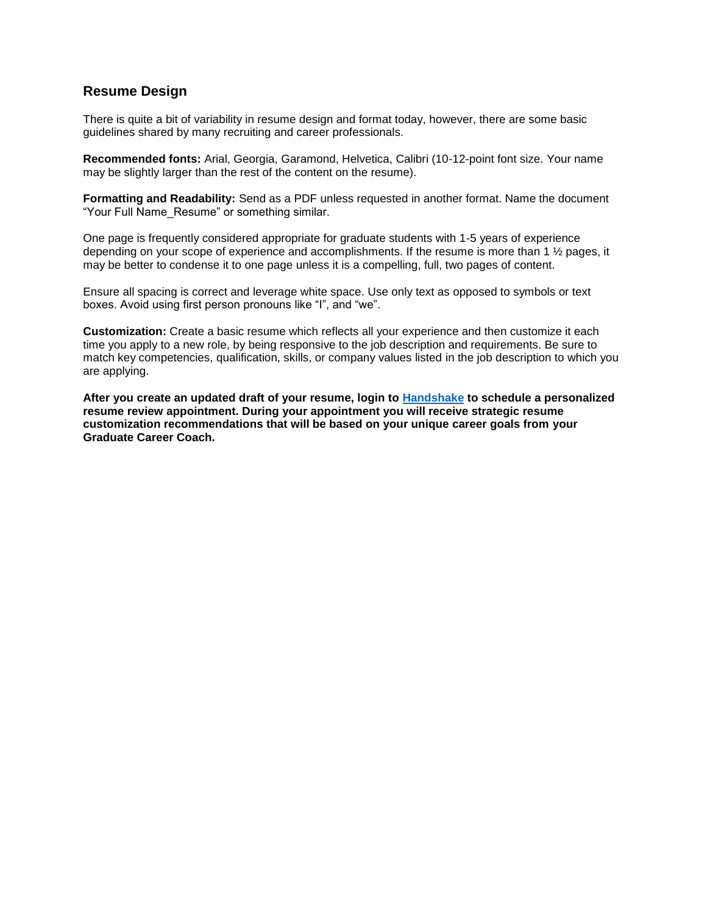## Resume Design

There is quite a bit of variability in resume design and format today, however, there are some basic guidelines shared by many recruiting and career professionals.

**Recommended fonts:** Arial, Georgia, Garamond, Helvetica, Calibri (10-12-point font size. Your name may be slightly larger than the rest of the content on the resume).

**Formatting and Readability:** Send as a PDF unless requested in another format. Name the document "Your Full Name_Resume" or something similar.

One page is frequently considered appropriate for graduate students with 1-5 years of experience depending on your scope of experience and accomplishments. If the resume is more than 1 ½ pages, it may be better to condense it to one page unless it is a compelling, full, two pages of content.

Ensure all spacing is correct and leverage white space. Use only text as opposed to symbols or text boxes. Avoid using first person pronouns like "I", and "we".

**Customization:** Create a basic resume which reflects all your experience and then customize it each time you apply to a new role, by being responsive to the job description and requirements. Be sure to match key competencies, qualification, skills, or company values listed in the job description to which you are applying.

**After you create an updated draft of your resume, login to [Handshake] to schedule a personalized resume review appointment. During your appointment you will receive strategic resume customization recommendations that will be based on your unique career goals from your Graduate Career Coach.**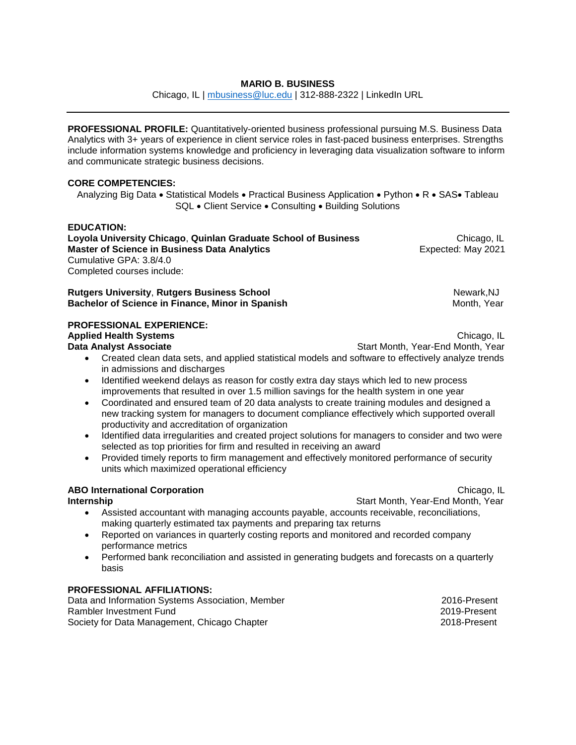# MARIO B. BUSINESS

Chicago, IL | mbusiness@luc.edu | 312-888-2322 | LinkedIn URL

---

**PROFESSIONAL PROFILE:** Quantitatively-oriented business professional pursuing M.S. Business Data Analytics with 3+ years of experience in client service roles in fast-paced business enterprises. Strengths include information systems knowledge and proficiency in leveraging data visualization software to inform and communicate strategic business decisions.

**CORE COMPETENCIES:**

Analyzing Big Data • Statistical Models • Practical Business Application • Python • R • SAS• Tableau SQL • Client Service • Consulting • Building Solutions

**EDUCATION:**

**Loyola University Chicago**, **Quinlan Graduate School of Business** — Chicago, IL
**Master of Science in Business Data Analytics** — Expected: May 2021
Cumulative GPA: 3.8/4.0
Completed courses include:

**Rutgers University**, **Rutgers Business School** — Newark,NJ
**Bachelor of Science in Finance, Minor in Spanish** — Month, Year

**PROFESSIONAL EXPERIENCE:**

**Applied Health Systems** — Chicago, IL
**Data Analyst Associate** — Start Month, Year-End Month, Year

- Created clean data sets, and applied statistical models and software to effectively analyze trends in admissions and discharges
- Identified weekend delays as reason for costly extra day stays which led to new process improvements that resulted in over 1.5 million savings for the health system in one year
- Coordinated and ensured team of 20 data analysts to create training modules and designed a new tracking system for managers to document compliance effectively which supported overall productivity and accreditation of organization
- Identified data irregularities and created project solutions for managers to consider and two were selected as top priorities for firm and resulted in receiving an award
- Provided timely reports to firm management and effectively monitored performance of security units which maximized operational efficiency

**ABO International Corporation** — Chicago, IL
**Internship** — Start Month, Year-End Month, Year

- Assisted accountant with managing accounts payable, accounts receivable, reconciliations, making quarterly estimated tax payments and preparing tax returns
- Reported on variances in quarterly costing reports and monitored and recorded company performance metrics
- Performed bank reconciliation and assisted in generating budgets and forecasts on a quarterly basis

**PROFESSIONAL AFFILIATIONS:**

Data and Information Systems Association, Member — 2016-Present
Rambler Investment Fund — 2019-Present
Society for Data Management, Chicago Chapter — 2018-Present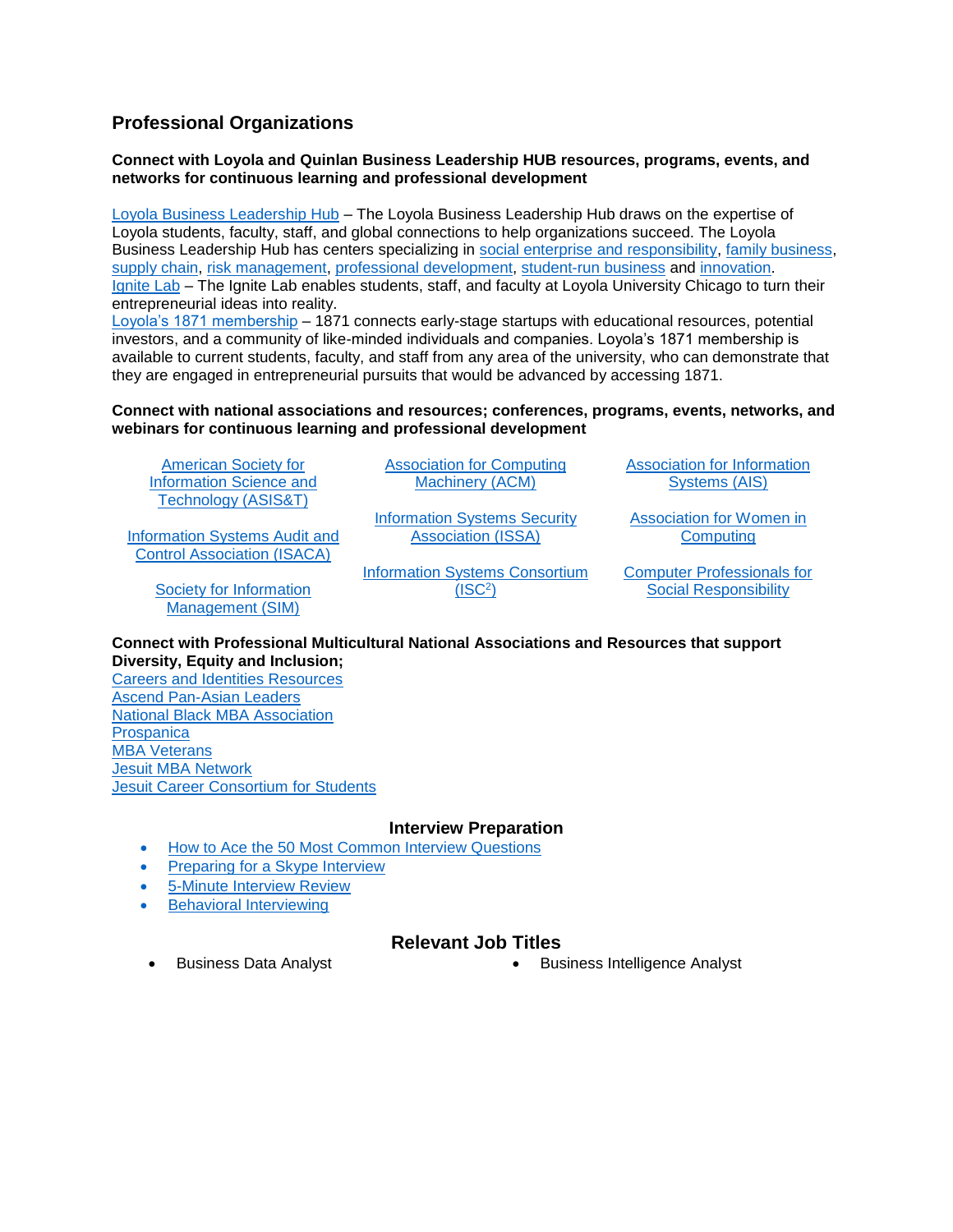## Professional Organizations

**Connect with Loyola and Quinlan Business Leadership HUB resources, programs, events, and networks for continuous learning and professional development**

Loyola Business Leadership Hub – The Loyola Business Leadership Hub draws on the expertise of Loyola students, faculty, staff, and global connections to help organizations succeed. The Loyola Business Leadership Hub has centers specializing in social enterprise and responsibility, family business, supply chain, risk management, professional development, student-run business and innovation.
Ignite Lab – The Ignite Lab enables students, staff, and faculty at Loyola University Chicago to turn their entrepreneurial ideas into reality.
Loyola's 1871 membership – 1871 connects early-stage startups with educational resources, potential investors, and a community of like-minded individuals and companies. Loyola's 1871 membership is available to current students, faculty, and staff from any area of the university, who can demonstrate that they are engaged in entrepreneurial pursuits that would be advanced by accessing 1871.

**Connect with national associations and resources; conferences, programs, events, networks, and webinars for continuous learning and professional development**

- American Society for Information Science and Technology (ASIS&T)
- Information Systems Audit and Control Association (ISACA)
- Society for Information Management (SIM)
- Association for Computing Machinery (ACM)
- Information Systems Security Association (ISSA)
- Information Systems Consortium ($ISC^2$)
- Association for Information Systems (AIS)
- Association for Women in Computing
- Computer Professionals for Social Responsibility

**Connect with Professional Multicultural National Associations and Resources that support Diversity, Equity and Inclusion;**
Careers and Identities Resources
Ascend Pan-Asian Leaders
National Black MBA Association
Prospanica
MBA Veterans
Jesuit MBA Network
Jesuit Career Consortium for Students

### Interview Preparation

- How to Ace the 50 Most Common Interview Questions
- Preparing for a Skype Interview
- 5-Minute Interview Review
- Behavioral Interviewing

## Relevant Job Titles

- Business Data Analyst
- Business Intelligence Analyst